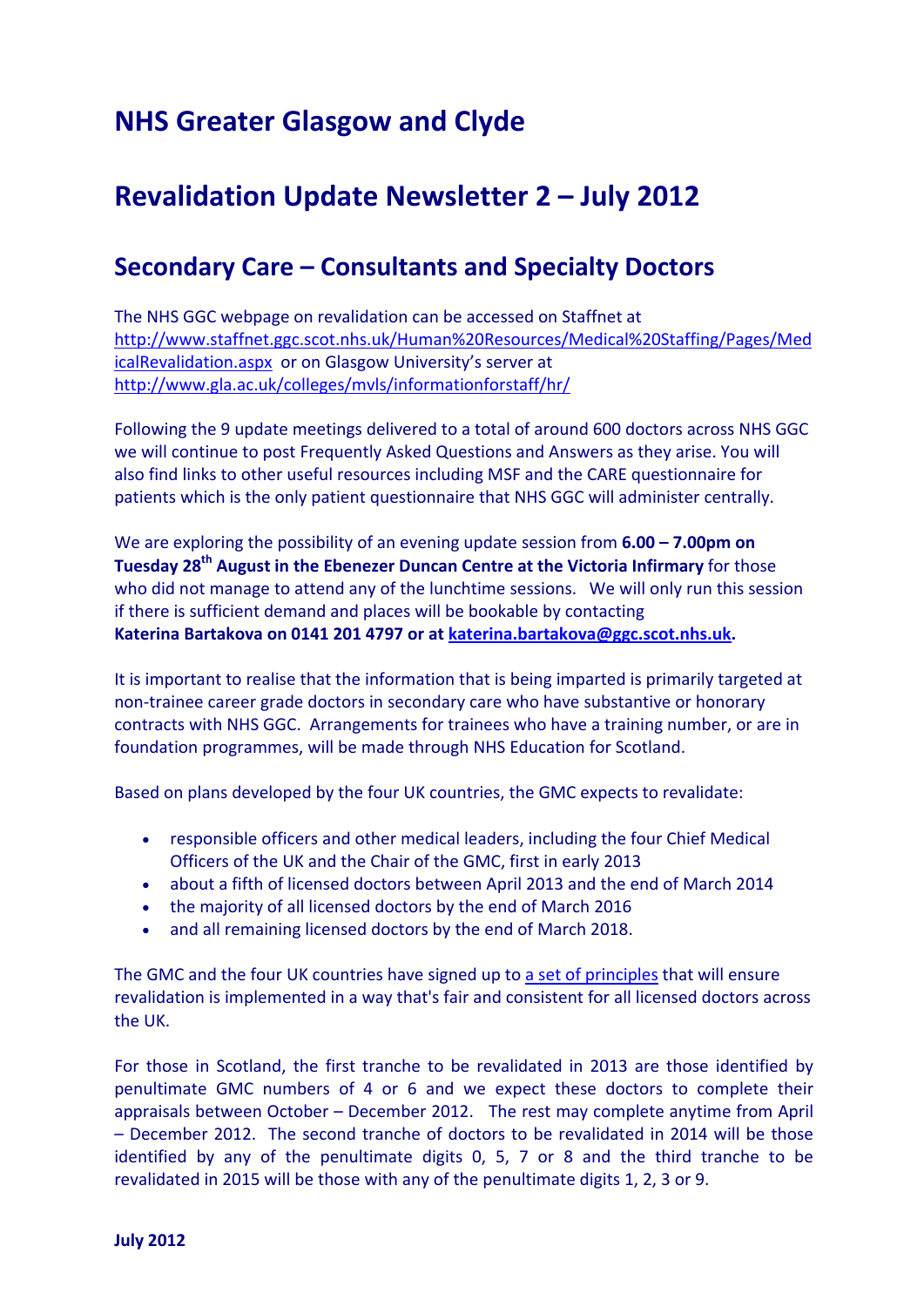# NHS Greater Glasgow and Clyde

# Revalidation Update Newsletter 2 – July 2012

## Secondary Care – Consultants and Specialty Doctors

The NHS GGC webpage on revalidation can be accessed on Staffnet at http://www.staffnet.ggc.scot.nhs.uk/Human%20Resources/Medical%20Staffing/Pages/MedicalRevalidation.aspx or on Glasgow University's server at http://www.gla.ac.uk/colleges/mvls/informationforstaff/hr/

Following the 9 update meetings delivered to a total of around 600 doctors across NHS GGC we will continue to post Frequently Asked Questions and Answers as they arise. You will also find links to other useful resources including MSF and the CARE questionnaire for patients which is the only patient questionnaire that NHS GGC will administer centrally.

We are exploring the possibility of an evening update session from **6.00 – 7.00pm on Tuesday 28th August in the Ebenezer Duncan Centre at the Victoria Infirmary** for those who did not manage to attend any of the lunchtime sessions. We will only run this session if there is sufficient demand and places will be bookable by contacting **Katerina Bartakova on 0141 201 4797 or at katerina.bartakova@ggc.scot.nhs.uk.**

It is important to realise that the information that is being imparted is primarily targeted at non-trainee career grade doctors in secondary care who have substantive or honorary contracts with NHS GGC. Arrangements for trainees who have a training number, or are in foundation programmes, will be made through NHS Education for Scotland.

Based on plans developed by the four UK countries, the GMC expects to revalidate:

- responsible officers and other medical leaders, including the four Chief Medical Officers of the UK and the Chair of the GMC, first in early 2013
- about a fifth of licensed doctors between April 2013 and the end of March 2014
- the majority of all licensed doctors by the end of March 2016
- and all remaining licensed doctors by the end of March 2018.

The GMC and the four UK countries have signed up to a set of principles that will ensure revalidation is implemented in a way that's fair and consistent for all licensed doctors across the UK.

For those in Scotland, the first tranche to be revalidated in 2013 are those identified by penultimate GMC numbers of 4 or 6 and we expect these doctors to complete their appraisals between October – December 2012. The rest may complete anytime from April – December 2012. The second tranche of doctors to be revalidated in 2014 will be those identified by any of the penultimate digits 0, 5, 7 or 8 and the third tranche to be revalidated in 2015 will be those with any of the penultimate digits 1, 2, 3 or 9.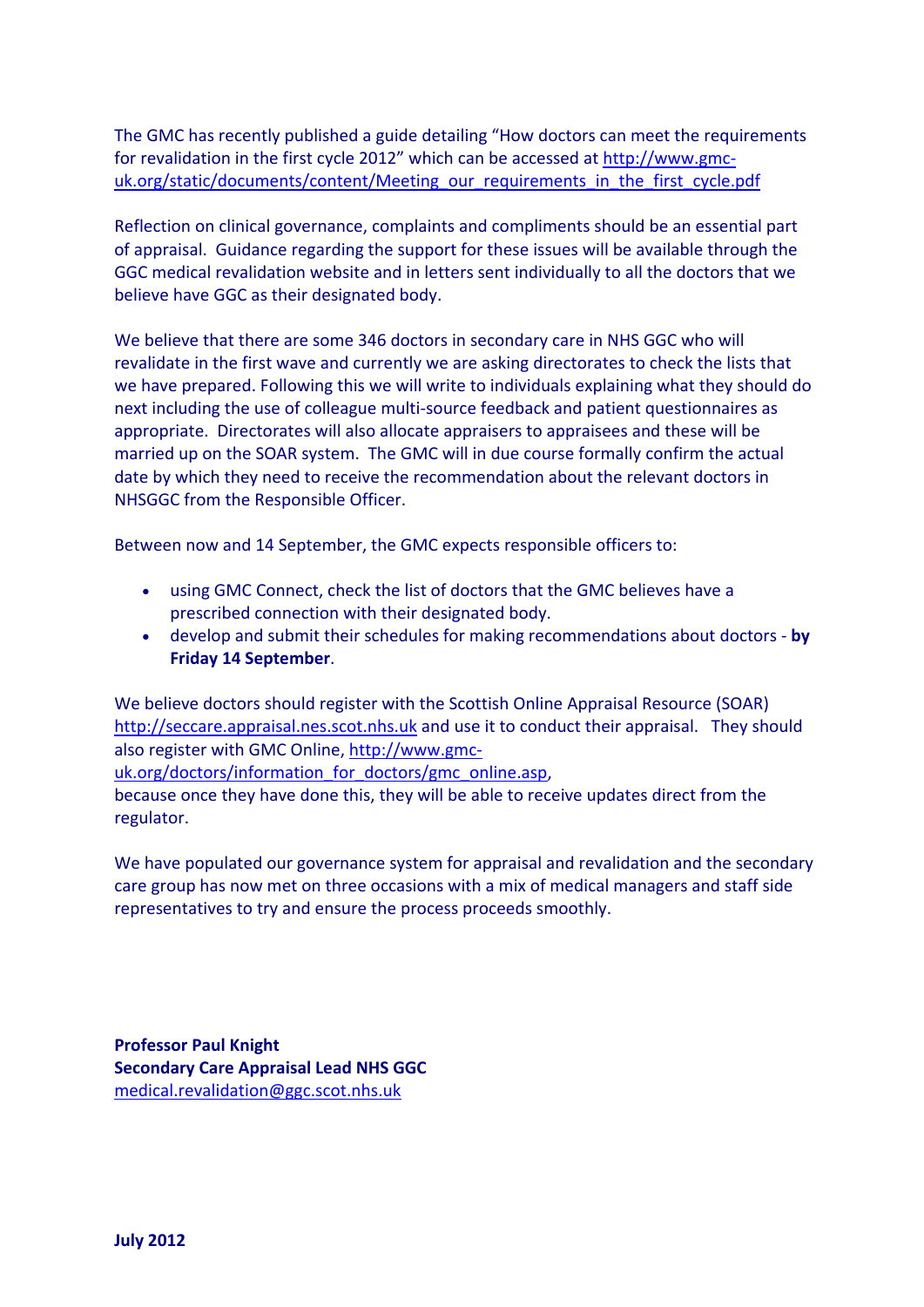The GMC has recently published a guide detailing "How doctors can meet the requirements for revalidation in the first cycle 2012" which can be accessed at http://www.gmc-uk.org/static/documents/content/Meeting_our_requirements_in_the_first_cycle.pdf

Reflection on clinical governance, complaints and compliments should be an essential part of appraisal. Guidance regarding the support for these issues will be available through the GGC medical revalidation website and in letters sent individually to all the doctors that we believe have GGC as their designated body.

We believe that there are some 346 doctors in secondary care in NHS GGC who will revalidate in the first wave and currently we are asking directorates to check the lists that we have prepared. Following this we will write to individuals explaining what they should do next including the use of colleague multi-source feedback and patient questionnaires as appropriate. Directorates will also allocate appraisers to appraisees and these will be married up on the SOAR system. The GMC will in due course formally confirm the actual date by which they need to receive the recommendation about the relevant doctors in NHSGGC from the Responsible Officer.

Between now and 14 September, the GMC expects responsible officers to:

- using GMC Connect, check the list of doctors that the GMC believes have a prescribed connection with their designated body.
- develop and submit their schedules for making recommendations about doctors - **by Friday 14 September**.

We believe doctors should register with the Scottish Online Appraisal Resource (SOAR) http://seccare.appraisal.nes.scot.nhs.uk and use it to conduct their appraisal. They should also register with GMC Online, http://www.gmc-uk.org/doctors/information_for_doctors/gmc_online.asp,
because once they have done this, they will be able to receive updates direct from the regulator.

We have populated our governance system for appraisal and revalidation and the secondary care group has now met on three occasions with a mix of medical managers and staff side representatives to try and ensure the process proceeds smoothly.

**Professor Paul Knight**
**Secondary Care Appraisal Lead NHS GGC**
medical.revalidation@ggc.scot.nhs.uk

**July 2012**